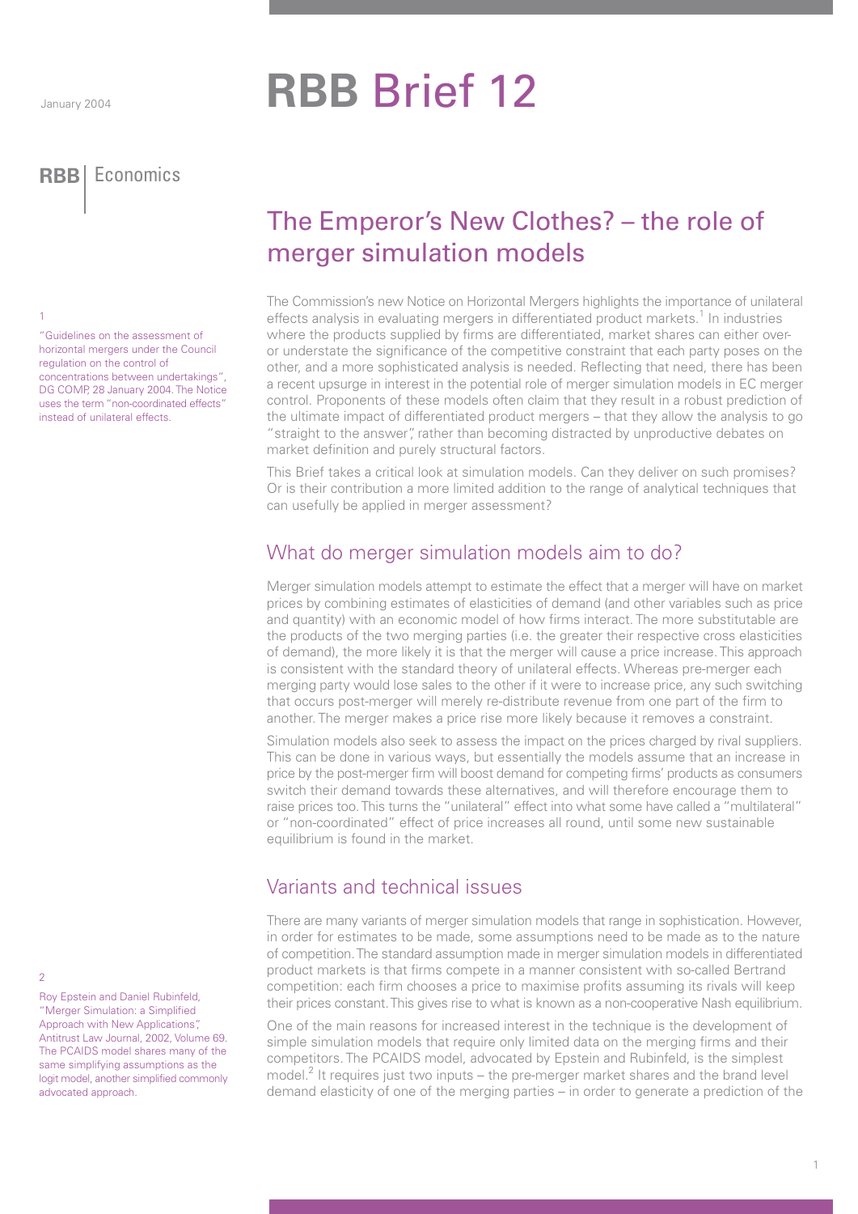January 2004

# RBB Brief 12

**RBB** | Economics

## The Emperor's New Clothes? – the role of merger simulation models

The Commission's new Notice on Horizontal Mergers highlights the importance of unilateral effects analysis in evaluating mergers in differentiated product markets.[1] In industries where the products supplied by firms are differentiated, market shares can either over- or understate the significance of the competitive constraint that each party poses on the other, and a more sophisticated analysis is needed. Reflecting that need, there has been a recent upsurge in interest in the potential role of merger simulation models in EC merger control. Proponents of these models often claim that they result in a robust prediction of the ultimate impact of differentiated product mergers – that they allow the analysis to go "straight to the answer", rather than becoming distracted by unproductive debates on market definition and purely structural factors.

This Brief takes a critical look at simulation models. Can they deliver on such promises? Or is their contribution a more limited addition to the range of analytical techniques that can usefully be applied in merger assessment?

### What do merger simulation models aim to do?

Merger simulation models attempt to estimate the effect that a merger will have on market prices by combining estimates of elasticities of demand (and other variables such as price and quantity) with an economic model of how firms interact. The more substitutable are the products of the two merging parties (i.e. the greater their respective cross elasticities of demand), the more likely it is that the merger will cause a price increase. This approach is consistent with the standard theory of unilateral effects. Whereas pre-merger each merging party would lose sales to the other if it were to increase price, any such switching that occurs post-merger will merely re-distribute revenue from one part of the firm to another. The merger makes a price rise more likely because it removes a constraint.

Simulation models also seek to assess the impact on the prices charged by rival suppliers. This can be done in various ways, but essentially the models assume that an increase in price by the post-merger firm will boost demand for competing firms' products as consumers switch their demand towards these alternatives, and will therefore encourage them to raise prices too. This turns the "unilateral" effect into what some have called a "multilateral" or "non-coordinated" effect of price increases all round, until some new sustainable equilibrium is found in the market.

### Variants and technical issues

There are many variants of merger simulation models that range in sophistication. However, in order for estimates to be made, some assumptions need to be made as to the nature of competition. The standard assumption made in merger simulation models in differentiated product markets is that firms compete in a manner consistent with so-called Bertrand competition: each firm chooses a price to maximise profits assuming its rivals will keep their prices constant. This gives rise to what is known as a non-cooperative Nash equilibrium.

One of the main reasons for increased interest in the technique is the development of simple simulation models that require only limited data on the merging firms and their competitors. The PCAIDS model, advocated by Epstein and Rubinfeld, is the simplest model.[2] It requires just two inputs – the pre-merger market shares and the brand level demand elasticity of one of the merging parties – in order to generate a prediction of the

---

[1] "Guidelines on the assessment of horizontal mergers under the Council regulation on the control of concentrations between undertakings", DG COMP, 28 January 2004. The Notice uses the term "non-coordinated effects" instead of unilateral effects.

[2] Roy Epstein and Daniel Rubinfeld, "Merger Simulation: a Simplified Approach with New Applications", Antitrust Law Journal, 2002, Volume 69. The PCAIDS model shares many of the same simplifying assumptions as the logit model, another simplified commonly advocated approach.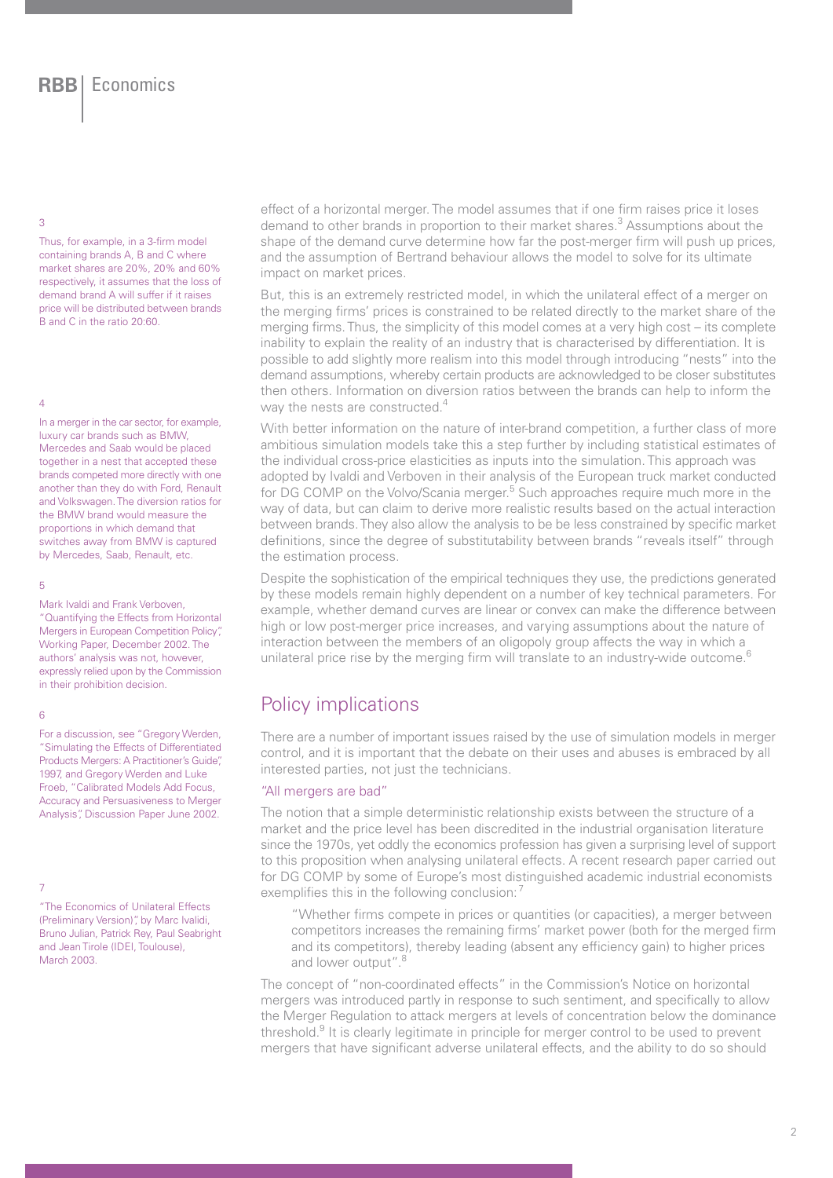effect of a horizontal merger. The model assumes that if one firm raises price it loses demand to other brands in proportion to their market shares.[3] Assumptions about the shape of the demand curve determine how far the post-merger firm will push up prices, and the assumption of Bertrand behaviour allows the model to solve for its ultimate impact on market prices.

But, this is an extremely restricted model, in which the unilateral effect of a merger on the merging firms' prices is constrained to be related directly to the market share of the merging firms. Thus, the simplicity of this model comes at a very high cost – its complete inability to explain the reality of an industry that is characterised by differentiation. It is possible to add slightly more realism into this model through introducing "nests" into the demand assumptions, whereby certain products are acknowledged to be closer substitutes then others. Information on diversion ratios between the brands can help to inform the way the nests are constructed.[4]

With better information on the nature of inter-brand competition, a further class of more ambitious simulation models take this a step further by including statistical estimates of the individual cross-price elasticities as inputs into the simulation. This approach was adopted by Ivaldi and Verboven in their analysis of the European truck market conducted for DG COMP on the Volvo/Scania merger.[5] Such approaches require much more in the way of data, but can claim to derive more realistic results based on the actual interaction between brands. They also allow the analysis to be less constrained by specific market definitions, since the degree of substitutability between brands "reveals itself" through the estimation process.

Despite the sophistication of the empirical techniques they use, the predictions generated by these models remain highly dependent on a number of key technical parameters. For example, whether demand curves are linear or convex can make the difference between high or low post-merger price increases, and varying assumptions about the nature of interaction between the members of an oligopoly group affects the way in which a unilateral price rise by the merging firm will translate to an industry-wide outcome.[6]

## Policy implications

There are a number of important issues raised by the use of simulation models in merger control, and it is important that the debate on their uses and abuses is embraced by all interested parties, not just the technicians.

### "All mergers are bad"

The notion that a simple deterministic relationship exists between the structure of a market and the price level has been discredited in the industrial organisation literature since the 1970s, yet oddly the economics profession has given a surprising level of support to this proposition when analysing unilateral effects. A recent research paper carried out for DG COMP by some of Europe's most distinguished academic industrial economists exemplifies this in the following conclusion:[7]

> "Whether firms compete in prices or quantities (or capacities), a merger between competitors increases the remaining firms' market power (both for the merged firm and its competitors), thereby leading (absent any efficiency gain) to higher prices and lower output".[8]

The concept of "non-coordinated effects" in the Commission's Notice on horizontal mergers was introduced partly in response to such sentiment, and specifically to allow the Merger Regulation to attack mergers at levels of concentration below the dominance threshold.[9] It is clearly legitimate in principle for merger control to be used to prevent mergers that have significant adverse unilateral effects, and the ability to do so should

---

[3] Thus, for example, in a 3-firm model containing brands A, B and C where market shares are 20%, 20% and 60% respectively, it assumes that the loss of demand brand A will suffer if it raises price will be distributed between brands B and C in the ratio 20:60.

[4] In a merger in the car sector, for example, luxury car brands such as BMW, Mercedes and Saab would be placed together in a nest that accepted these brands competed more directly with one another than they do with Ford, Renault and Volkswagen. The diversion ratios for the BMW brand would measure the proportions in which demand that switches away from BMW is captured by Mercedes, Saab, Renault, etc.

[5] Mark Ivaldi and Frank Verboven, "Quantifying the Effects from Horizontal Mergers in European Competition Policy", Working Paper, December 2002. The authors' analysis was not, however, expressly relied upon by the Commission in their prohibition decision.

[6] For a discussion, see "Gregory Werden, "Simulating the Effects of Differentiated Products Mergers: A Practitioner's Guide", 1997, and Gregory Werden and Luke Froeb, "Calibrated Models Add Focus, Accuracy and Persuasiveness to Merger Analysis", Discussion Paper June 2002.

[7] "The Economics of Unilateral Effects (Preliminary Version)", by Marc Ivalidi, Bruno Julian, Patrick Rey, Paul Seabright and Jean Tirole (IDEI, Toulouse), March 2003.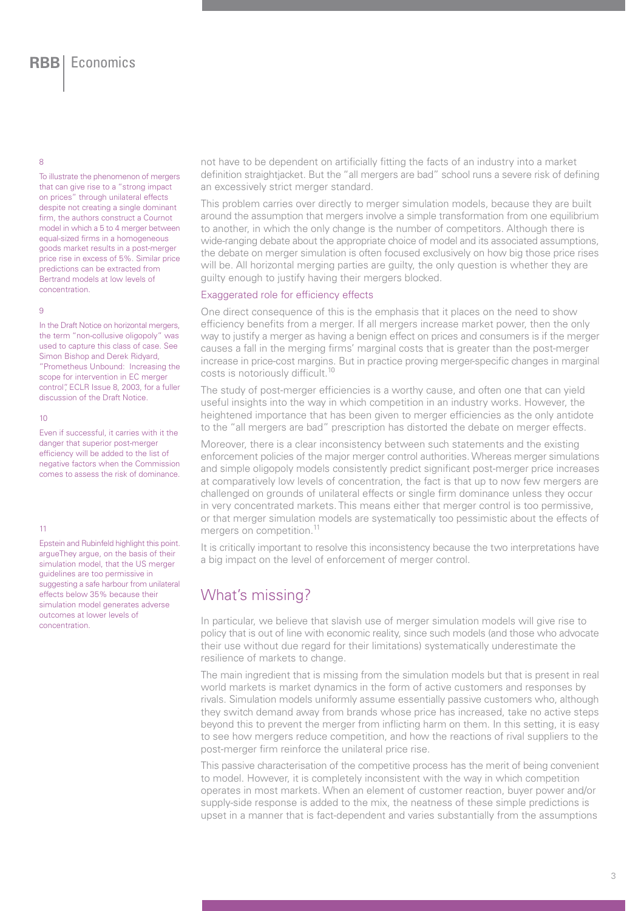not have to be dependent on artificially fitting the facts of an industry into a market definition straightjacket. But the "all mergers are bad" school runs a severe risk of defining an excessively strict merger standard.

This problem carries over directly to merger simulation models, because they are built around the assumption that mergers involve a simple transformation from one equilibrium to another, in which the only change is the number of competitors. Although there is wide-ranging debate about the appropriate choice of model and its associated assumptions, the debate on merger simulation is often focused exclusively on how big those price rises will be. All horizontal merging parties are guilty, the only question is whether they are guilty enough to justify having their mergers blocked.

### Exaggerated role for efficiency effects

One direct consequence of this is the emphasis that it places on the need to show efficiency benefits from a merger. If all mergers increase market power, then the only way to justify a merger as having a benign effect on prices and consumers is if the merger causes a fall in the merging firms' marginal costs that is greater than the post-merger increase in price-cost margins. But in practice proving merger-specific changes in marginal costs is notoriously difficult.[10]

The study of post-merger efficiencies is a worthy cause, and often one that can yield useful insights into the way in which competition in an industry works. However, the heightened importance that has been given to merger efficiencies as the only antidote to the "all mergers are bad" prescription has distorted the debate on merger effects.

Moreover, there is a clear inconsistency between such statements and the existing enforcement policies of the major merger control authorities. Whereas merger simulations and simple oligopoly models consistently predict significant post-merger price increases at comparatively low levels of concentration, the fact is that up to now few mergers are challenged on grounds of unilateral effects or single firm dominance unless they occur in very concentrated markets. This means either that merger control is too permissive, or that merger simulation models are systematically too pessimistic about the effects of mergers on competition.[11]

It is critically important to resolve this inconsistency because the two interpretations have a big impact on the level of enforcement of merger control.

## What's missing?

In particular, we believe that slavish use of merger simulation models will give rise to policy that is out of line with economic reality, since such models (and those who advocate their use without due regard for their limitations) systematically underestimate the resilience of markets to change.

The main ingredient that is missing from the simulation models but that is present in real world markets is market dynamics in the form of active customers and responses by rivals. Simulation models uniformly assume essentially passive customers who, although they switch demand away from brands whose price has increased, take no active steps beyond this to prevent the merger from inflicting harm on them. In this setting, it is easy to see how mergers reduce competition, and how the reactions of rival suppliers to the post-merger firm reinforce the unilateral price rise.

This passive characterisation of the competitive process has the merit of being convenient to model. However, it is completely inconsistent with the way in which competition operates in most markets. When an element of customer reaction, buyer power and/or supply-side response is added to the mix, the neatness of these simple predictions is upset in a manner that is fact-dependent and varies substantially from the assumptions

---

8 To illustrate the phenomenon of mergers that can give rise to a "strong impact on prices" through unilateral effects despite not creating a single dominant firm, the authors construct a Cournot model in which a 5 to 4 merger between equal-sized firms in a homogeneous goods market results in a post-merger price rise in excess of 5%. Similar price predictions can be extracted from Bertrand models at low levels of concentration.

9 In the Draft Notice on horizontal mergers, the term "non-collusive oligopoly" was used to capture this class of case. See Simon Bishop and Derek Ridyard, "Prometheus Unbound: Increasing the scope for intervention in EC merger control", ECLR Issue 8, 2003, for a fuller discussion of the Draft Notice.

10 Even if successful, it carries with it the danger that superior post-merger efficiency will be added to the list of negative factors when the Commission comes to assess the risk of dominance.

11 Epstein and Rubinfeld highlight this point. argueThey argue, on the basis of their simulation model, that the US merger guidelines are too permissive in suggesting a safe harbour from unilateral effects below 35% because their simulation model generates adverse outcomes at lower levels of concentration.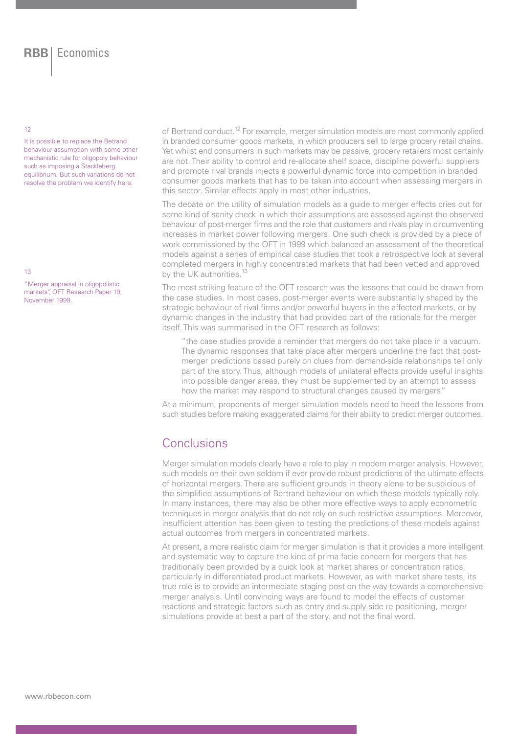of Bertrand conduct.[12] For example, merger simulation models are most commonly applied in branded consumer goods markets, in which producers sell to large grocery retail chains. Yet whilst end consumers in such markets may be passive, grocery retailers most certainly are not. Their ability to control and re-allocate shelf space, discipline powerful suppliers and promote rival brands injects a powerful dynamic force into competition in branded consumer goods markets that has to be taken into account when assessing mergers in this sector. Similar effects apply in most other industries.

The debate on the utility of simulation models as a guide to merger effects cries out for some kind of sanity check in which their assumptions are assessed against the observed behaviour of post-merger firms and the role that customers and rivals play in circumventing increases in market power following mergers. One such check is provided by a piece of work commissioned by the OFT in 1999 which balanced an assessment of the theoretical models against a series of empirical case studies that took a retrospective look at several completed mergers in highly concentrated markets that had been vetted and approved by the UK authorities.[13]

The most striking feature of the OFT research was the lessons that could be drawn from the case studies. In most cases, post-merger events were substantially shaped by the strategic behaviour of rival firms and/or powerful buyers in the affected markets, or by dynamic changes in the industry that had provided part of the rationale for the merger itself. This was summarised in the OFT research as follows:

> "the case studies provide a reminder that mergers do not take place in a vacuum. The dynamic responses that take place after mergers underline the fact that post-merger predictions based purely on clues from demand-side relationships tell only part of the story. Thus, although models of unilateral effects provide useful insights into possible danger areas, they must be supplemented by an attempt to assess how the market may respond to structural changes caused by mergers."

At a minimum, proponents of merger simulation models need to heed the lessons from such studies before making exaggerated claims for their ability to predict merger outcomes.

## Conclusions

Merger simulation models clearly have a role to play in modern merger analysis. However, such models on their own seldom if ever provide robust predictions of the ultimate effects of horizontal mergers. There are sufficient grounds in theory alone to be suspicious of the simplified assumptions of Bertrand behaviour on which these models typically rely. In many instances, there may also be other more effective ways to apply econometric techniques in merger analysis that do not rely on such restrictive assumptions. Moreover, insufficient attention has been given to testing the predictions of these models against actual outcomes from mergers in concentrated markets.

At present, a more realistic claim for merger simulation is that it provides a more intelligent and systematic way to capture the kind of prima facie concern for mergers that has traditionally been provided by a quick look at market shares or concentration ratios, particularly in differentiated product markets. However, as with market share tests, its true role is to provide an intermediate staging post on the way towards a comprehensive merger analysis. Until convincing ways are found to model the effects of customer reactions and strategic factors such as entry and supply-side re-positioning, merger simulations provide at best a part of the story, and not the final word.

---

[12] It is possible to replace the Betrand behaviour assumption with some other mechanistic rule for oligopoly behaviour such as imposing a Stackleberg equilibrium. But such variations do not resolve the problem we identify here.

[13] "Merger appraisal in oligopolistic markets", OFT Research Paper 19, November 1999.